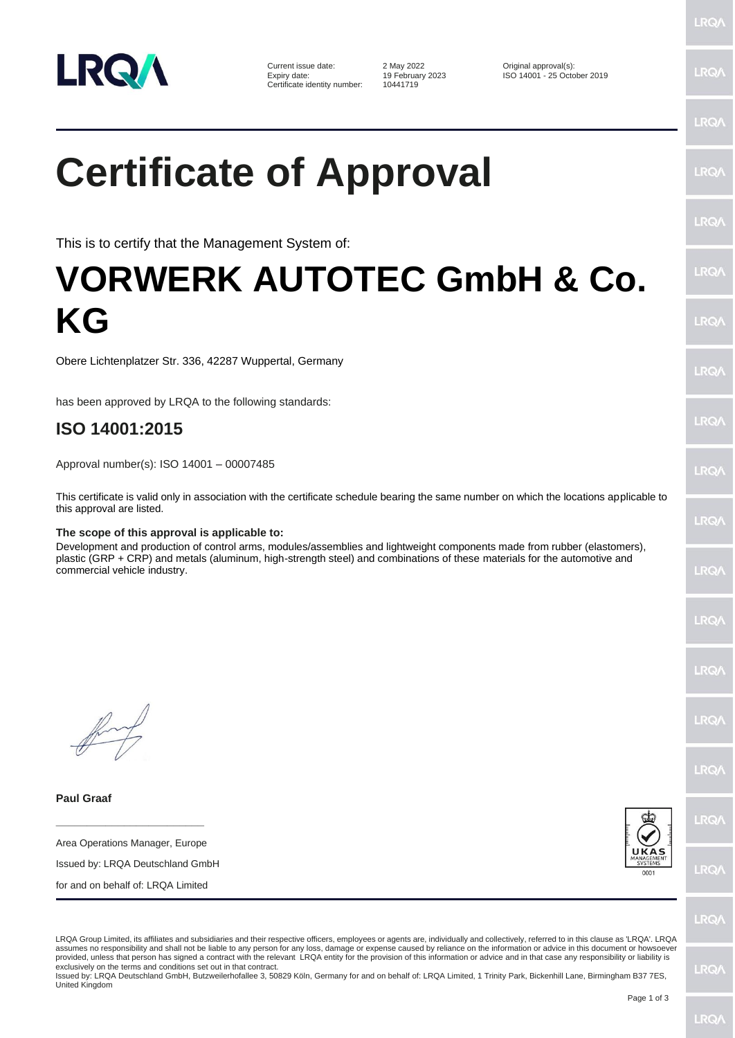Current issue date: 2 May 2022
Expiry date: 19 February 2023
Certificate identity number: 10441719

Original approval(s):
ISO 14001 - 25 October 2019

# Certificate of Approval

This is to certify that the Management System of:

# VORWERK AUTOTEC GmbH & Co. KG

Obere Lichtenplatzer Str. 336, 42287 Wuppertal, Germany

has been approved by LRQA to the following standards:

## ISO 14001:2015

Approval number(s): ISO 14001 – 00007485

This certificate is valid only in association with the certificate schedule bearing the same number on which the locations applicable to this approval are listed.

**The scope of this approval is applicable to:**

Development and production of control arms, modules/assemblies and lightweight components made from rubber (elastomers), plastic (GRP + CRP) and metals (aluminum, high-strength steel) and combinations of these materials for the automotive and commercial vehicle industry.

**Paul Graaf**

Area Operations Manager, Europe

Issued by: LRQA Deutschland GmbH

for and on behalf of: LRQA Limited

LRQA Group Limited, its affiliates and subsidiaries and their respective officers, employees or agents are, individually and collectively, referred to in this clause as 'LRQA'. LRQA assumes no responsibility and shall not be liable to any person for any loss, damage or expense caused by reliance on the information or advice in this document or howsoever provided, unless that person has signed a contract with the relevant LRQA entity for the provision of this information or advice and in that case any responsibility or liability is exclusively on the terms and conditions set out in that contract.

Issued by: LRQA Deutschland GmbH, Butzweilerhofallee 3, 50829 Köln, Germany for and on behalf of: LRQA Limited, 1 Trinity Park, Bickenhill Lane, Birmingham B37 7ES, United Kingdom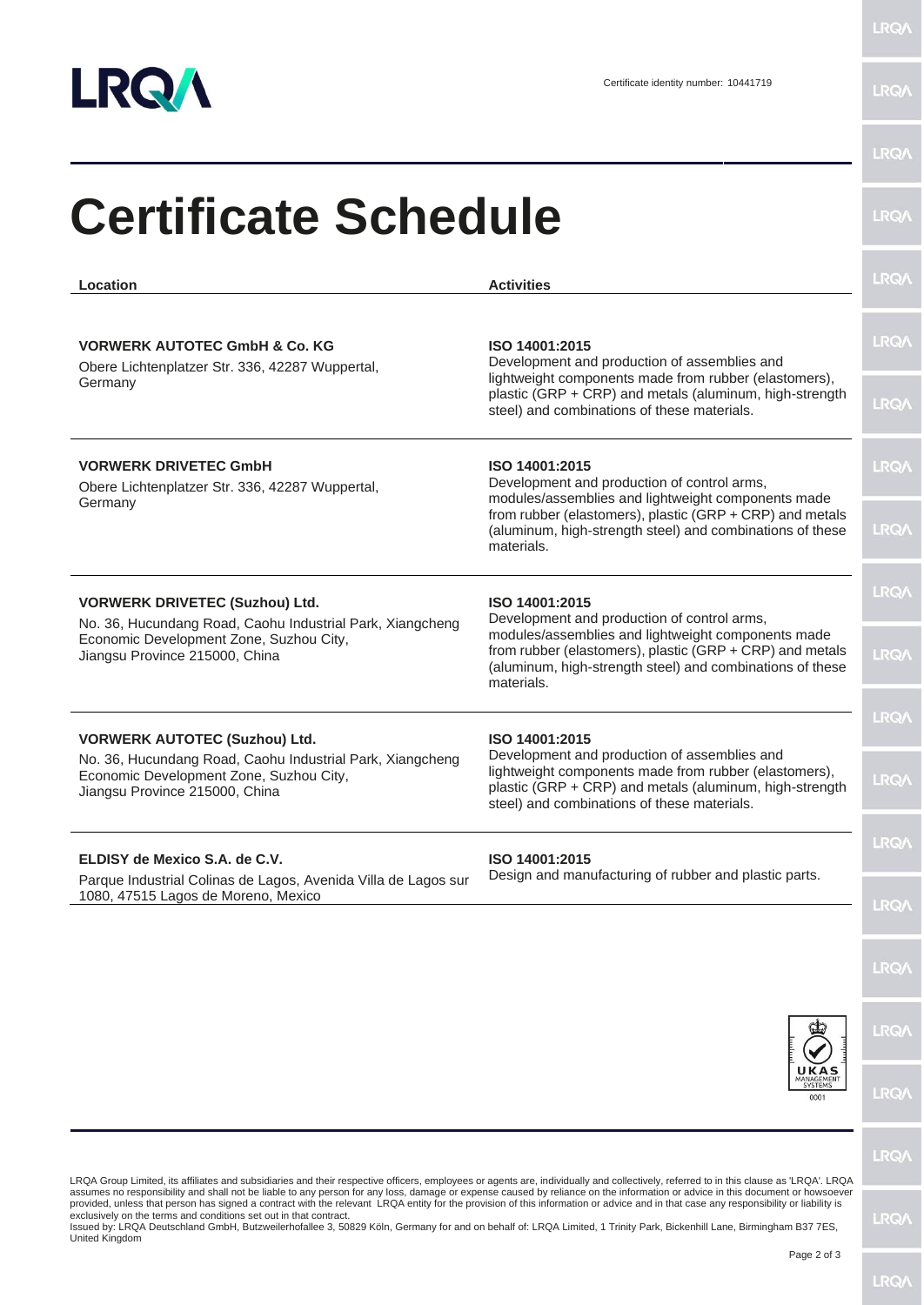Certificate identity number: 10441719

# Certificate Schedule

| Location | Activities |
| --- | --- |
| **VORWERK AUTOTEC GmbH & Co. KG**<br>Obere Lichtenplatzer Str. 336, 42287 Wuppertal, Germany | **ISO 14001:2015**<br>Development and production of assemblies and lightweight components made from rubber (elastomers), plastic (GRP + CRP) and metals (aluminum, high-strength steel) and combinations of these materials. |
| **VORWERK DRIVETEC GmbH**<br>Obere Lichtenplatzer Str. 336, 42287 Wuppertal, Germany | **ISO 14001:2015**<br>Development and production of control arms, modules/assemblies and lightweight components made from rubber (elastomers), plastic (GRP + CRP) and metals (aluminum, high-strength steel) and combinations of these materials. |
| **VORWERK DRIVETEC (Suzhou) Ltd.**<br>No. 36, Hucundang Road, Caohu Industrial Park, Xiangcheng Economic Development Zone, Suzhou City, Jiangsu Province 215000, China | **ISO 14001:2015**<br>Development and production of control arms, modules/assemblies and lightweight components made from rubber (elastomers), plastic (GRP + CRP) and metals (aluminum, high-strength steel) and combinations of these materials. |
| **VORWERK AUTOTEC (Suzhou) Ltd.**<br>No. 36, Hucundang Road, Caohu Industrial Park, Xiangcheng Economic Development Zone, Suzhou City, Jiangsu Province 215000, China | **ISO 14001:2015**<br>Development and production of assemblies and lightweight components made from rubber (elastomers), plastic (GRP + CRP) and metals (aluminum, high-strength steel) and combinations of these materials. |
| **ELDISY de Mexico S.A. de C.V.**<br>Parque Industrial Colinas de Lagos, Avenida Villa de Lagos sur 1080, 47515 Lagos de Moreno, Mexico | **ISO 14001:2015**<br>Design and manufacturing of rubber and plastic parts. |

UKAS MANAGEMENT SYSTEMS 0001

LRQA Group Limited, its affiliates and subsidiaries and their respective officers, employees or agents are, individually and collectively, referred to in this clause as 'LRQA'. LRQA assumes no responsibility and shall not be liable to any person for any loss, damage or expense caused by reliance on the information or advice in this document or howsoever provided, unless that person has signed a contract with the relevant LRQA entity for the provision of this information or advice and in that case any responsibility or liability is exclusively on the terms and conditions set out in that contract.
Issued by: LRQA Deutschland GmbH, Butzweilerhofallee 3, 50829 Köln, Germany for and on behalf of: LRQA Limited, 1 Trinity Park, Bickenhill Lane, Birmingham B37 7ES, United Kingdom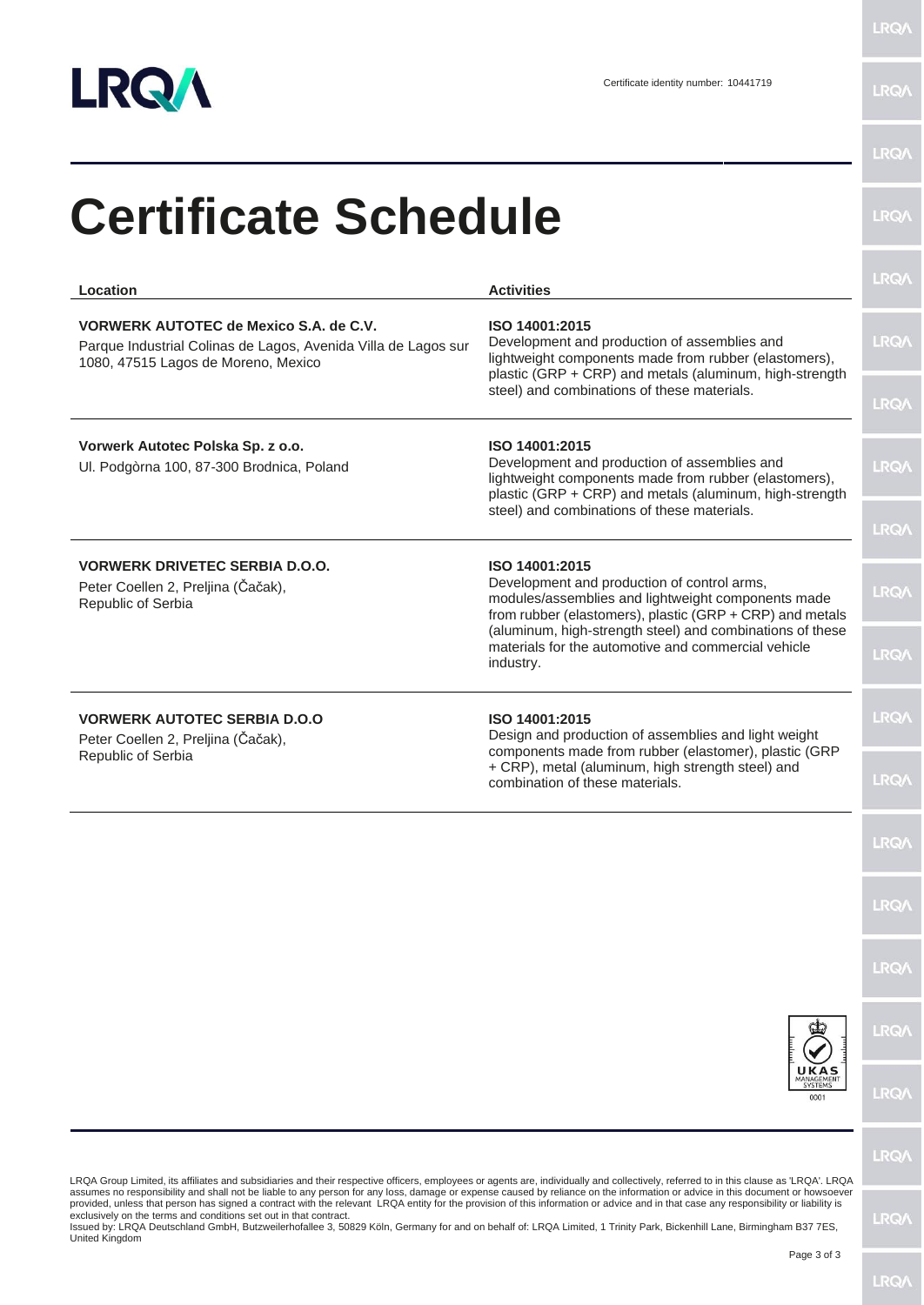Certificate identity number: 10441719

# Certificate Schedule

| Location | Activities |
| --- | --- |
| **VORWERK AUTOTEC de Mexico S.A. de C.V.**<br>Parque Industrial Colinas de Lagos, Avenida Villa de Lagos sur 1080, 47515 Lagos de Moreno, Mexico | **ISO 14001:2015**<br>Development and production of assemblies and lightweight components made from rubber (elastomers), plastic (GRP + CRP) and metals (aluminum, high-strength steel) and combinations of these materials. |
| **Vorwerk Autotec Polska Sp. z o.o.**<br>Ul. Podgòrna 100, 87-300 Brodnica, Poland | **ISO 14001:2015**<br>Development and production of assemblies and lightweight components made from rubber (elastomers), plastic (GRP + CRP) and metals (aluminum, high-strength steel) and combinations of these materials. |
| **VORWERK DRIVETEC SERBIA D.O.O.**<br>Peter Coellen 2, Preljina (Čačak), Republic of Serbia | **ISO 14001:2015**<br>Development and production of control arms, modules/assemblies and lightweight components made from rubber (elastomers), plastic (GRP + CRP) and metals (aluminum, high-strength steel) and combinations of these materials for the automotive and commercial vehicle industry. |
| **VORWERK AUTOTEC SERBIA D.O.O**<br>Peter Coellen 2, Preljina (Čačak), Republic of Serbia | **ISO 14001:2015**<br>Design and production of assemblies and light weight components made from rubber (elastomer), plastic (GRP + CRP), metal (aluminum, high strength steel) and combination of these materials. |

UKAS MANAGEMENT SYSTEMS 0001

LRQA Group Limited, its affiliates and subsidiaries and their respective officers, employees or agents are, individually and collectively, referred to in this clause as 'LRQA'. LRQA assumes no responsibility and shall not be liable to any person for any loss, damage or expense caused by reliance on the information or advice in this document or howsoever provided, unless that person has signed a contract with the relevant LRQA entity for the provision of this information or advice and in that case any responsibility or liability is exclusively on the terms and conditions set out in that contract.
Issued by: LRQA Deutschland GmbH, Butzweilerhofallee 3, 50829 Köln, Germany for and on behalf of: LRQA Limited, 1 Trinity Park, Bickenhill Lane, Birmingham B37 7ES, United Kingdom